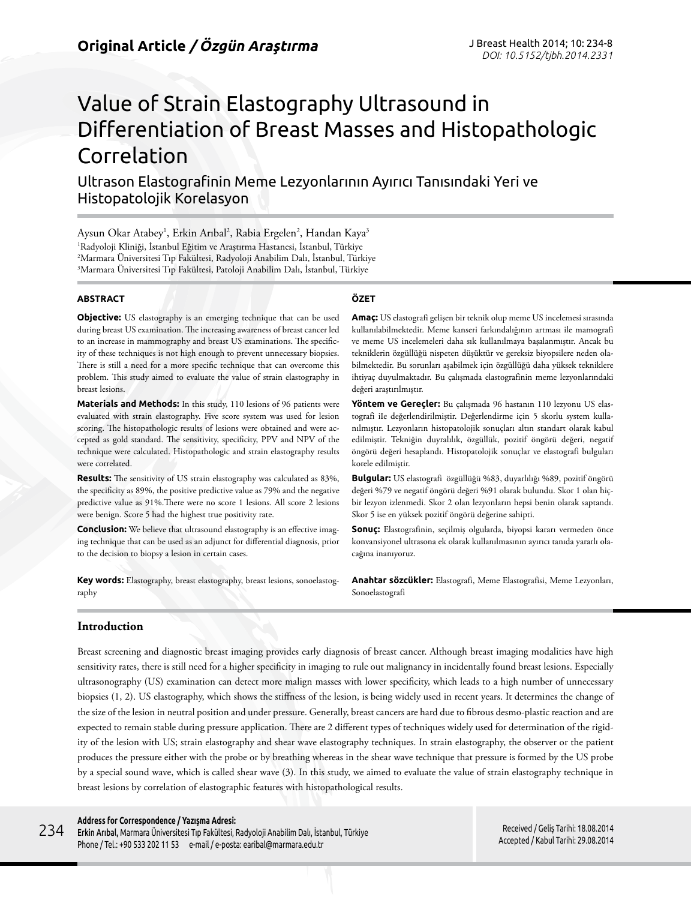Original Article / *Özgün Araştırma*

# Value of Strain Elastography Ultrasound in Differentiation of Breast Masses and Histopathologic Correlation

## Ultrason Elastografinin Meme Lezyonlarının Ayırıcı Tanısındaki Yeri ve Histopatolojik Korelasyon

Aysun Okar Atabey[1], Erkin Arıbal[2], Rabia Ergelen[2], Handan Kaya[3]

[1]Radyoloji Kliniği, İstanbul Eğitim ve Araştırma Hastanesi, İstanbul, Türkiye
[2]Marmara Üniversitesi Tıp Fakültesi, Radyoloji Anabilim Dalı, İstanbul, Türkiye
[3]Marmara Üniversitesi Tıp Fakültesi, Patoloji Anabilim Dalı, İstanbul, Türkiye

### ABSTRACT

**Objective:** US elastography is an emerging technique that can be used during breast US examination. The increasing awareness of breast cancer led to an increase in mammography and breast US examinations. The specificity of these techniques is not high enough to prevent unnecessary biopsies. There is still a need for a more specific technique that can overcome this problem. This study aimed to evaluate the value of strain elastography in breast lesions.

**Materials and Methods:** In this study, 110 lesions of 96 patients were evaluated with strain elastography. Five score system was used for lesion scoring. The histopathologic results of lesions were obtained and were accepted as gold standard. The sensitivity, specificity, PPV and NPV of the technique were calculated. Histopathologic and strain elastography results were correlated.

**Results:** The sensitivity of US strain elastography was calculated as 83%, the specificity as 89%, the positive predictive value as 79% and the negative predictive value as 91%.There were no score 1 lesions. All score 2 lesions were benign. Score 5 had the highest true positivity rate.

**Conclusion:** We believe that ultrasound elastography is an effective imaging technique that can be used as an adjunct for differential diagnosis, prior to the decision to biopsy a lesion in certain cases.

**Key words:** Elastography, breast elastography, breast lesions, sonoelastography

### ÖZET

**Amaç:** US elastografi gelişen bir teknik olup meme US incelemesi sırasında kullanılabilmektedir. Meme kanseri farkındalığının artması ile mamografi ve meme US incelemeleri daha sık kullanılmaya başalanmıştır. Ancak bu tekniklerin özgüllüğü nispeten düşüktür ve gereksiz biyopsilere neden olabilmektedir. Bu sorunları aşabilmek için özgüllüğü daha yüksek tekniklere ihtiyaç duyulmaktadır. Bu çalışmada elastografinin meme lezyonlarındaki değeri araştırılmıştır.

**Yöntem ve Gereçler:** Bu çalışmada 96 hastanın 110 lezyonu US elastografi iIe değerlendirilmiştir. Değerlendirme için 5 skorlu system kullanılmıştır. Lezyonların histopatolojik sonuçları altın standart olarak kabul edilmiştir. Tekniğin duyralılık, özgüllük, pozitif öngörü değeri, negatif öngörü değeri hesaplandı. Histopatolojik sonuçlar ve elastografi bulguları korele edilmiştir.

**Bulgular:** US elastografi özgüllüğü %83, duyarlılığı %89, pozitif öngörü değeri %79 ve negatif öngörü değeri %91 olarak bulundu. Skor 1 olan hiçbir lezyon izlenmedi. Skor 2 olan lezyonların hepsi benin olarak saptandı. Skor 5 ise en yüksek pozitif öngörü değerine sahipti.

**Sonuç:** Elastografinin, seçilmiş olgularda, biyopsi kararı vermeden önce konvansiyonel ultrasona ek olarak kullanılmasının ayırıcı tanıda yararlı olacağına inanıyoruz.

**Anahtar sözcükler:** Elastografi, Meme Elastografisi, Meme Lezyonları, Sonoelastografi

## Introduction

Breast screening and diagnostic breast imaging provides early diagnosis of breast cancer. Although breast imaging modalities have high sensitivity rates, there is still need for a higher specificity in imaging to rule out malignancy in incidentally found breast lesions. Especially ultrasonography (US) examination can detect more malign masses with lower specificity, which leads to a high number of unnecessary biopsies (1, 2). US elastography, which shows the stiffness of the lesion, is being widely used in recent years. It determines the change of the size of the lesion in neutral position and under pressure. Generally, breast cancers are hard due to fibrous desmo-plastic reaction and are expected to remain stable during pressure application. There are 2 different types of techniques widely used for determination of the rigidity of the lesion with US; strain elastography and shear wave elastography techniques. In strain elastography, the observer or the patient produces the pressure either with the probe or by breathing whereas in the shear wave technique that pressure is formed by the US probe by a special sound wave, which is called shear wave (3). In this study, we aimed to evaluate the value of strain elastography technique in breast lesions by correlation of elastographic features with histopathological results.

**Address for Correspondence / Yazışma Adresi:**
**Erkin Arıbal,** Marmara Üniversitesi Tıp Fakültesi, Radyoloji Anabilim Dalı, İstanbul, Türkiye
Phone / Tel.: +90 533 202 11 53 e-mail / e-posta: earibal@marmara.edu.tr

Received / Geliş Tarihi: 18.08.2014
Accepted / Kabul Tarihi: 29.08.2014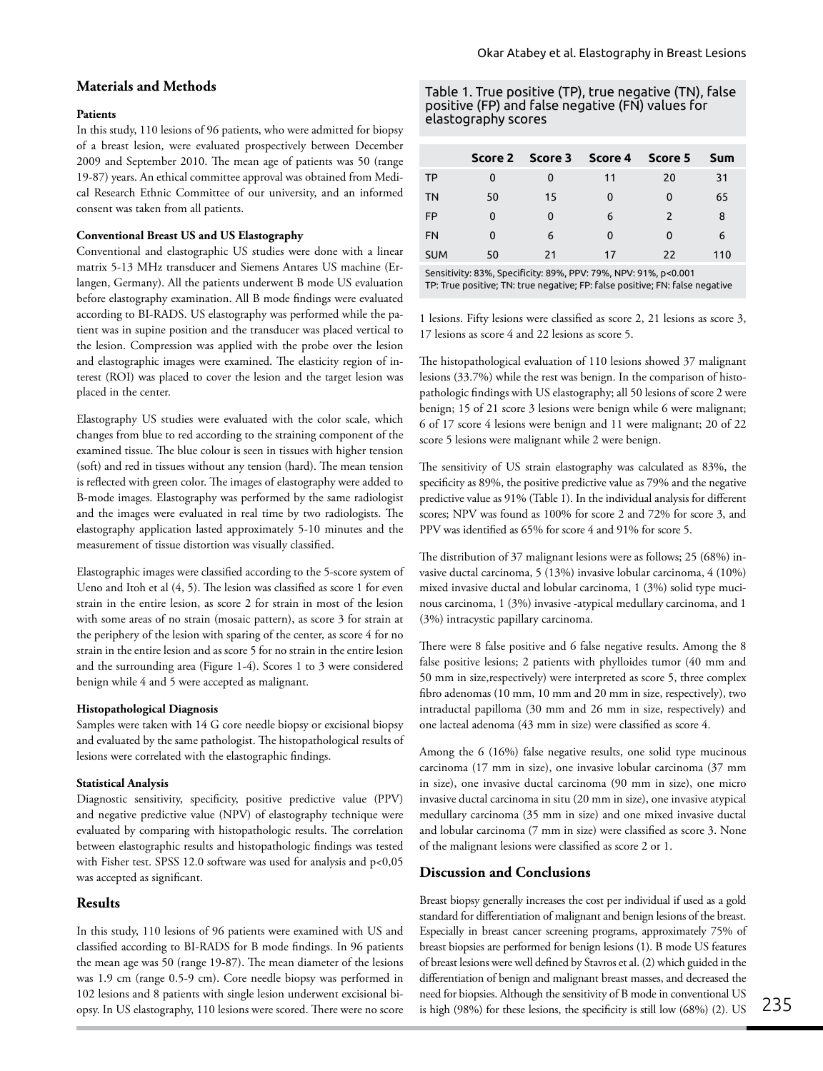## Materials and Methods

**Patients**

In this study, 110 lesions of 96 patients, who were admitted for biopsy of a breast lesion, were evaluated prospectively between December 2009 and September 2010. The mean age of patients was 50 (range 19-87) years. An ethical committee approval was obtained from Medical Research Ethnic Committee of our university, and an informed consent was taken from all patients.

**Conventional Breast US and US Elastography**

Conventional and elastographic US studies were done with a linear matrix 5-13 MHz transducer and Siemens Antares US machine (Erlangen, Germany). All the patients underwent B mode US evaluation before elastography examination. All B mode findings were evaluated according to BI-RADS. US elastography was performed while the patient was in supine position and the transducer was placed vertical to the lesion. Compression was applied with the probe over the lesion and elastographic images were examined. The elasticity region of interest (ROI) was placed to cover the lesion and the target lesion was placed in the center.

Elastography US studies were evaluated with the color scale, which changes from blue to red according to the straining component of the examined tissue. The blue colour is seen in tissues with higher tension (soft) and red in tissues without any tension (hard). The mean tension is reflected with green color. The images of elastography were added to B-mode images. Elastography was performed by the same radiologist and the images were evaluated in real time by two radiologists. The elastography application lasted approximately 5-10 minutes and the measurement of tissue distortion was visually classified.

Elastographic images were classified according to the 5-score system of Ueno and Itoh et al (4, 5). The lesion was classified as score 1 for even strain in the entire lesion, as score 2 for strain in most of the lesion with some areas of no strain (mosaic pattern), as score 3 for strain at the periphery of the lesion with sparing of the center, as score 4 for no strain in the entire lesion and as score 5 for no strain in the entire lesion and the surrounding area (Figure 1-4). Scores 1 to 3 were considered benign while 4 and 5 were accepted as malignant.

**Histopathological Diagnosis**

Samples were taken with 14 G core needle biopsy or excisional biopsy and evaluated by the same pathologist. The histopathological results of lesions were correlated with the elastographic findings.

**Statistical Analysis**

Diagnostic sensitivity, specificity, positive predictive value (PPV) and negative predictive value (NPV) of elastography technique were evaluated by comparing with histopathologic results. The correlation between elastographic results and histopathologic findings was tested with Fisher test. SPSS 12.0 software was used for analysis and $p<0,05$ was accepted as significant.

## Results

In this study, 110 lesions of 96 patients were examined with US and classified according to BI-RADS for B mode findings. In 96 patients the mean age was 50 (range 19-87). The mean diameter of the lesions was 1.9 cm (range 0.5-9 cm). Core needle biopsy was performed in 102 lesions and 8 patients with single lesion underwent excisional biopsy. In US elastography, 110 lesions were scored. There were no score 1 lesions. Fifty lesions were classified as score 2, 21 lesions as score 3, 17 lesions as score 4 and 22 lesions as score 5.

Table 1. True positive (TP), true negative (TN), false positive (FP) and false negative (FN) values for elastography scores

| | Score 2 | Score 3 | Score 4 | Score 5 | Sum |
|---|---|---|---|---|---|
| TP | 0 | 0 | 11 | 20 | 31 |
| TN | 50 | 15 | 0 | 0 | 65 |
| FP | 0 | 0 | 6 | 2 | 8 |
| FN | 0 | 6 | 0 | 0 | 6 |
| SUM | 50 | 21 | 17 | 22 | 110 |

Sensitivity: 83%, Specificity: 89%, PPV: 79%, NPV: 91%, $p<0.001$
TP: True positive; TN: true negative; FP: false positive; FN: false negative

The histopathological evaluation of 110 lesions showed 37 malignant lesions (33.7%) while the rest was benign. In the comparison of histopathologic findings with US elastography; all 50 lesions of score 2 were benign; 15 of 21 score 3 lesions were benign while 6 were malignant; 6 of 17 score 4 lesions were benign and 11 were malignant; 20 of 22 score 5 lesions were malignant while 2 were benign.

The sensitivity of US strain elastography was calculated as 83%, the specificity as 89%, the positive predictive value as 79% and the negative predictive value as 91% (Table 1). In the individual analysis for different scores; NPV was found as 100% for score 2 and 72% for score 3, and PPV was identified as 65% for score 4 and 91% for score 5.

The distribution of 37 malignant lesions were as follows; 25 (68%) invasive ductal carcinoma, 5 (13%) invasive lobular carcinoma, 4 (10%) mixed invasive ductal and lobular carcinoma, 1 (3%) solid type mucinous carcinoma, 1 (3%) invasive -atypical medullary carcinoma, and 1 (3%) intracystic papillary carcinoma.

There were 8 false positive and 6 false negative results. Among the 8 false positive lesions; 2 patients with phylloides tumor (40 mm and 50 mm in size,respectively) were interpreted as score 5, three complex fibro adenomas (10 mm, 10 mm and 20 mm in size, respectively), two intraductal papilloma (30 mm and 26 mm in size, respectively) and one lacteal adenoma (43 mm in size) were classified as score 4.

Among the 6 (16%) false negative results, one solid type mucinous carcinoma (17 mm in size), one invasive lobular carcinoma (37 mm in size), one invasive ductal carcinoma (90 mm in size), one micro invasive ductal carcinoma in situ (20 mm in size), one invasive atypical medullary carcinoma (35 mm in size) and one mixed invasive ductal and lobular carcinoma (7 mm in size) were classified as score 3. None of the malignant lesions were classified as score 2 or 1.

## Discussion and Conclusions

Breast biopsy generally increases the cost per individual if used as a gold standard for differentiation of malignant and benign lesions of the breast. Especially in breast cancer screening programs, approximately 75% of breast biopsies are performed for benign lesions (1). B mode US features of breast lesions were well defined by Stavros et al. (2) which guided in the differentiation of benign and malignant breast masses, and decreased the need for biopsies. Although the sensitivity of B mode in conventional US is high (98%) for these lesions, the specificity is still low (68%) (2). US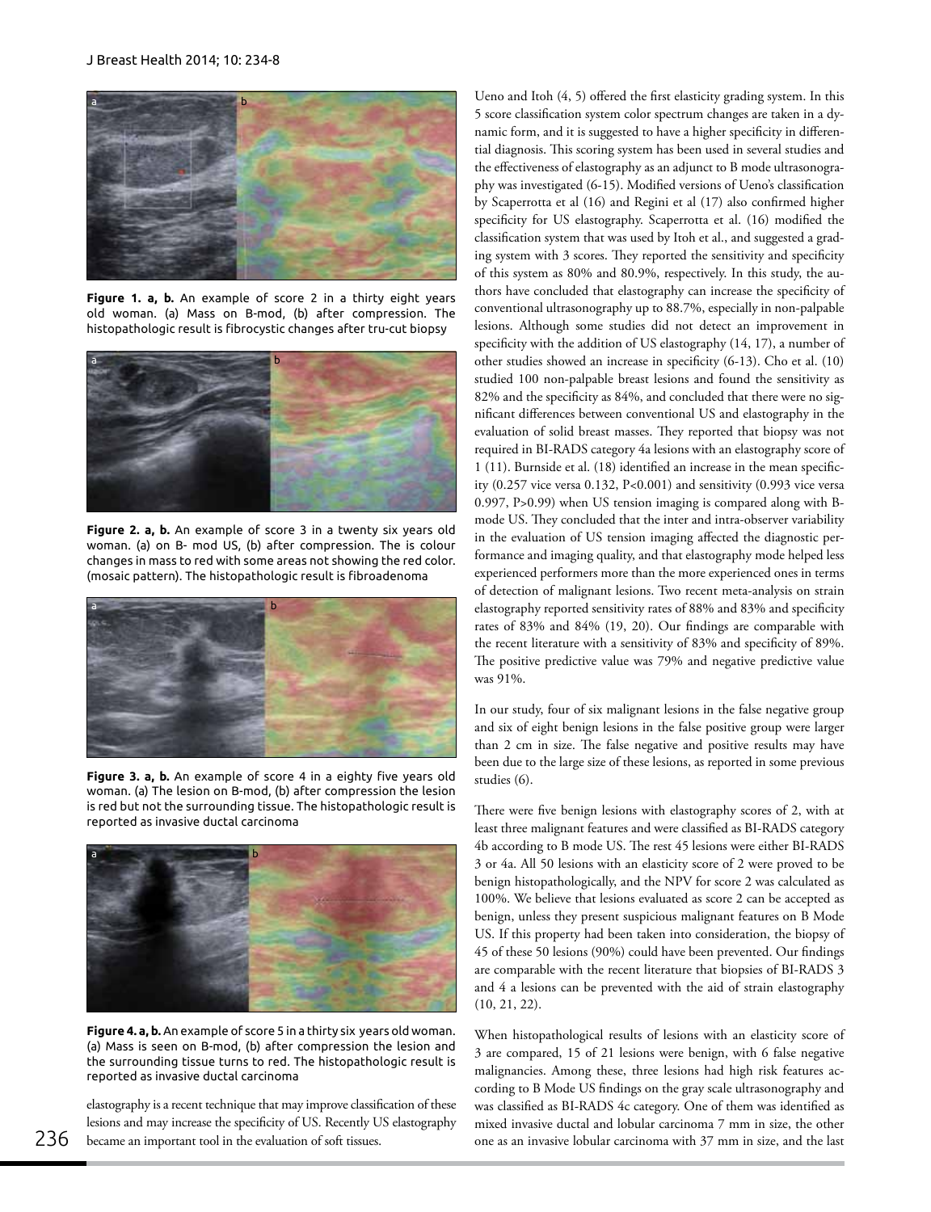**Figure 1. a, b.** An example of score 2 in a thirty eight years old woman. (a) Mass on B-mod, (b) after compression. The histopathologic result is fibrocystic changes after tru-cut biopsy

**Figure 2. a, b.** An example of score 3 in a twenty six years old woman. (a) on B- mod US, (b) after compression. The is colour changes in mass to red with some areas not showing the red color. (mosaic pattern). The histopathologic result is fibroadenoma

**Figure 3. a, b.** An example of score 4 in a eighty five years old woman. (a) The lesion on B-mod, (b) after compression the lesion is red but not the surrounding tissue. The histopathologic result is reported as invasive ductal carcinoma

**Figure 4. a, b.** An example of score 5 in a thirty six years old woman. (a) Mass is seen on B-mod, (b) after compression the lesion and the surrounding tissue turns to red. The histopathologic result is reported as invasive ductal carcinoma

elastography is a recent technique that may improve classification of these lesions and may increase the specificity of US. Recently US elastography became an important tool in the evaluation of soft tissues.

Ueno and Itoh (4, 5) offered the first elasticity grading system. In this 5 score classification system color spectrum changes are taken in a dynamic form, and it is suggested to have a higher specificity in differential diagnosis. This scoring system has been used in several studies and the effectiveness of elastography as an adjunct to B mode ultrasonography was investigated (6-15). Modified versions of Ueno's classification by Scaperrotta et al (16) and Regini et al (17) also confirmed higher specificity for US elastography. Scaperrotta et al. (16) modified the classification system that was used by Itoh et al., and suggested a grading system with 3 scores. They reported the sensitivity and specificity of this system as 80% and 80.9%, respectively. In this study, the authors have concluded that elastography can increase the specificity of conventional ultrasonography up to 88.7%, especially in non-palpable lesions. Although some studies did not detect an improvement in specificity with the addition of US elastography (14, 17), a number of other studies showed an increase in specificity (6-13). Cho et al. (10) studied 100 non-palpable breast lesions and found the sensitivity as 82% and the specificity as 84%, and concluded that there were no significant differences between conventional US and elastography in the evaluation of solid breast masses. They reported that biopsy was not required in BI-RADS category 4a lesions with an elastography score of 1 (11). Burnside et al. (18) identified an increase in the mean specificity (0.257 vice versa 0.132, P<0.001) and sensitivity (0.993 vice versa 0.997, P>0.99) when US tension imaging is compared along with B-mode US. They concluded that the inter and intra-observer variability in the evaluation of US tension imaging affected the diagnostic performance and imaging quality, and that elastography mode helped less experienced performers more than the more experienced ones in terms of detection of malignant lesions. Two recent meta-analysis on strain elastography reported sensitivity rates of 88% and 83% and specificity rates of 83% and 84% (19, 20). Our findings are comparable with the recent literature with a sensitivity of 83% and specificity of 89%. The positive predictive value was 79% and negative predictive value was 91%.

In our study, four of six malignant lesions in the false negative group and six of eight benign lesions in the false positive group were larger than 2 cm in size. The false negative and positive results may have been due to the large size of these lesions, as reported in some previous studies (6).

There were five benign lesions with elastography scores of 2, with at least three malignant features and were classified as BI-RADS category 4b according to B mode US. The rest 45 lesions were either BI-RADS 3 or 4a. All 50 lesions with an elasticity score of 2 were proved to be benign histopathologically, and the NPV for score 2 was calculated as 100%. We believe that lesions evaluated as score 2 can be accepted as benign, unless they present suspicious malignant features on B Mode US. If this property had been taken into consideration, the biopsy of 45 of these 50 lesions (90%) could have been prevented. Our findings are comparable with the recent literature that biopsies of BI-RADS 3 and 4 a lesions can be prevented with the aid of strain elastography (10, 21, 22).

When histopathological results of lesions with an elasticity score of 3 are compared, 15 of 21 lesions were benign, with 6 false negative malignancies. Among these, three lesions had high risk features according to B Mode US findings on the gray scale ultrasonography and was classified as BI-RADS 4c category. One of them was identified as mixed invasive ductal and lobular carcinoma 7 mm in size, the other one as an invasive lobular carcinoma with 37 mm in size, and the last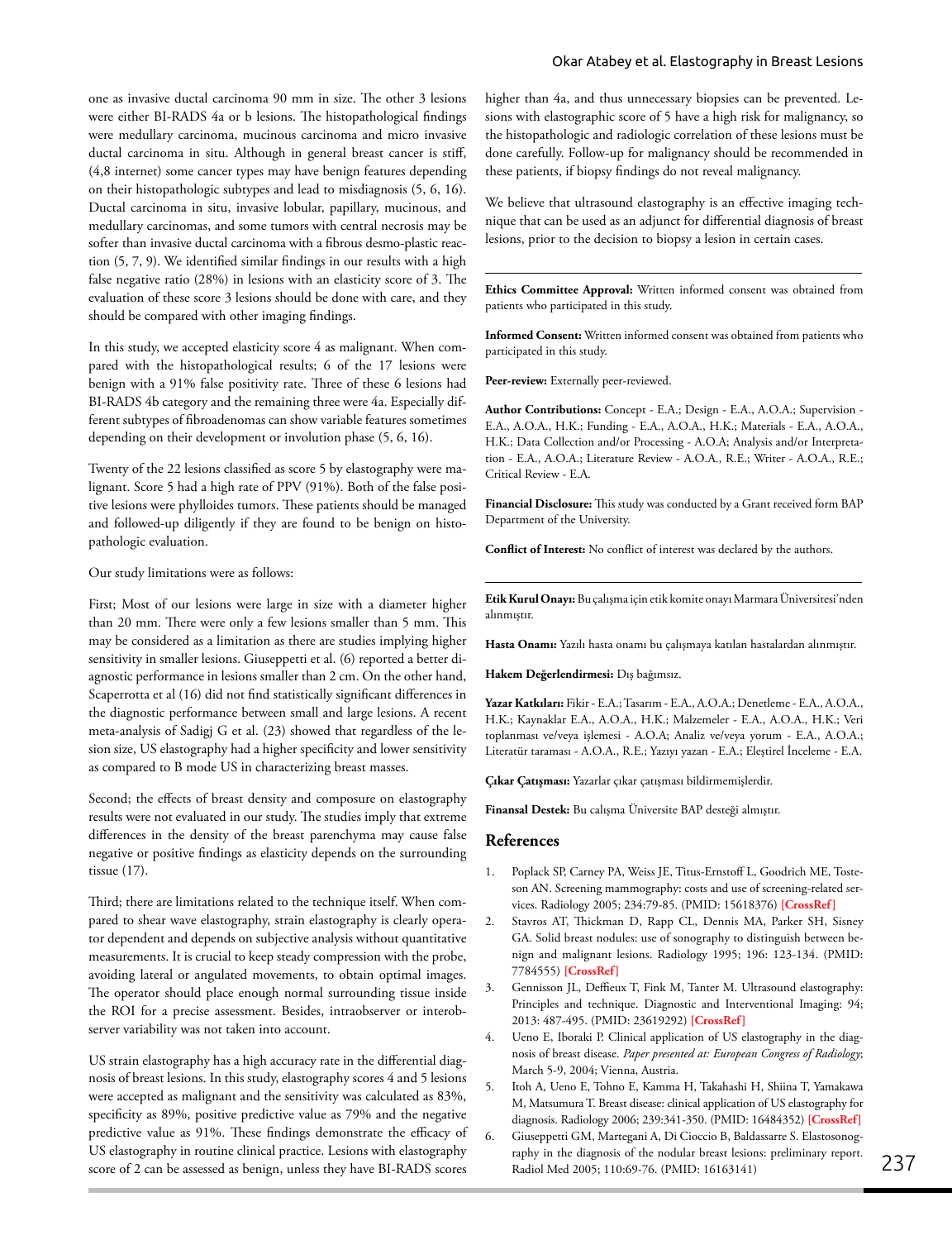one as invasive ductal carcinoma 90 mm in size. The other 3 lesions were either BI-RADS 4a or b lesions. The histopathological findings were medullary carcinoma, mucinous carcinoma and micro invasive ductal carcinoma in situ. Although in general breast cancer is stiff, (4,8 internet) some cancer types may have benign features depending on their histopathologic subtypes and lead to misdiagnosis (5, 6, 16). Ductal carcinoma in situ, invasive lobular, papillary, mucinous, and medullary carcinomas, and some tumors with central necrosis may be softer than invasive ductal carcinoma with a fibrous desmo-plastic reaction (5, 7, 9). We identified similar findings in our results with a high false negative ratio (28%) in lesions with an elasticity score of 3. The evaluation of these score 3 lesions should be done with care, and they should be compared with other imaging findings.

In this study, we accepted elasticity score 4 as malignant. When compared with the histopathological results; 6 of the 17 lesions were benign with a 91% false positivity rate. Three of these 6 lesions had BI-RADS 4b category and the remaining three were 4a. Especially different subtypes of fibroadenomas can show variable features sometimes depending on their development or involution phase (5, 6, 16).

Twenty of the 22 lesions classified as score 5 by elastography were malignant. Score 5 had a high rate of PPV (91%). Both of the false positive lesions were phylloides tumors. These patients should be managed and followed-up diligently if they are found to be benign on histopathologic evaluation.

Our study limitations were as follows:

First; Most of our lesions were large in size with a diameter higher than 20 mm. There were only a few lesions smaller than 5 mm. This may be considered as a limitation as there are studies implying higher sensitivity in smaller lesions. Giuseppetti et al. (6) reported a better diagnostic performance in lesions smaller than 2 cm. On the other hand, Scaperrotta et al (16) did not find statistically significant differences in the diagnostic performance between small and large lesions. A recent meta-analysis of Sadigj G et al. (23) showed that regardless of the lesion size, US elastography had a higher specificity and lower sensitivity as compared to B mode US in characterizing breast masses.

Second; the effects of breast density and composure on elastography results were not evaluated in our study. The studies imply that extreme differences in the density of the breast parenchyma may cause false negative or positive findings as elasticity depends on the surrounding tissue (17).

Third; there are limitations related to the technique itself. When compared to shear wave elastography, strain elastography is clearly operator dependent and depends on subjective analysis without quantitative measurements. It is crucial to keep steady compression with the probe, avoiding lateral or angulated movements, to obtain optimal images. The operator should place enough normal surrounding tissue inside the ROI for a precise assessment. Besides, intraobserver or interobserver variability was not taken into account.

US strain elastography has a high accuracy rate in the differential diagnosis of breast lesions. In this study, elastography scores 4 and 5 lesions were accepted as malignant and the sensitivity was calculated as 83%, specificity as 89%, positive predictive value as 79% and the negative predictive value as 91%. These findings demonstrate the efficacy of US elastography in routine clinical practice. Lesions with elastography score of 2 can be assessed as benign, unless they have BI-RADS scores higher than 4a, and thus unnecessary biopsies can be prevented. Lesions with elastographic score of 5 have a high risk for malignancy, so the histopathologic and radiologic correlation of these lesions must be done carefully. Follow-up for malignancy should be recommended in these patients, if biopsy findings do not reveal malignancy.

We believe that ultrasound elastography is an effective imaging technique that can be used as an adjunct for differential diagnosis of breast lesions, prior to the decision to biopsy a lesion in certain cases.

---

**Ethics Committee Approval:** Written informed consent was obtained from patients who participated in this study.

**Informed Consent:** Written informed consent was obtained from patients who participated in this study.

**Peer-review:** Externally peer-reviewed.

**Author Contributions:** Concept - E.A.; Design - E.A., A.O.A.; Supervision - E.A., A.O.A., H.K.; Funding - E.A., A.O.A., H.K.; Materials - E.A., A.O.A., H.K.; Data Collection and/or Processing - A.O.A; Analysis and/or Interpretation - E.A., A.O.A.; Literature Review - A.O.A., R.E.; Writer - A.O.A., R.E.; Critical Review - E.A.

**Financial Disclosure:** This study was conducted by a Grant received form BAP Department of the University.

**Conflict of Interest:** No conflict of interest was declared by the authors.

---

**Etik Kurul Onayı:** Bu çalışma için etik komite onayı Marmara Üniversitesi'nden alınmıştır.

**Hasta Onamı:** Yazılı hasta onamı bu çalışmaya katılan hastalardan alınmıştır.

**Hakem Değerlendirmesi:** Dış bağımsız.

**Yazar Katkıları:** Fikir - E.A.; Tasarım - E.A., A.O.A.; Denetleme - E.A., A.O.A., H.K.; Kaynaklar E.A., A.O.A., H.K.; Malzemeler - E.A., A.O.A., H.K.; Veri toplanması ve/veya işlemesi - A.O.A; Analiz ve/veya yorum - E.A., A.O.A.; Literatür taraması - A.O.A., R.E.; Yazıyı yazan - E.A.; Eleştirel İnceleme - E.A.

**Çıkar Çatışması:** Yazarlar çıkar çatışması bildirmemişlerdir.

**Finansal Destek:** Bu calışma Üniversite BAP desteği almıştır.

## References

1. Poplack SP, Carney PA, Weiss JE, Titus-Ernstoff L, Goodrich ME, Tosteson AN. Screening mammography: costs and use of screening-related services. Radiology 2005; 234:79-85. (PMID: 15618376) **[CrossRef]**
2. Stavros AT, Thickman D, Rapp CL, Dennis MA, Parker SH, Sisney GA. Solid breast nodules: use of sonography to distinguish between benign and malignant lesions. Radiology 1995; 196: 123-134. (PMID: 7784555) **[CrossRef]**
3. Gennisson JL, Deffieux T, Fink M, Tanter M. Ultrasound elastography: Principles and technique. Diagnostic and Interventional Imaging: 94; 2013: 487-495. (PMID: 23619292) **[CrossRef]**
4. Ueno E, Iboraki P. Clinical application of US elastography in the diagnosis of breast disease. *Paper presented at: European Congress of Radiology*; March 5-9, 2004; Vienna, Austria.
5. Itoh A, Ueno E, Tohno E, Kamma H, Takahashi H, Shiina T, Yamakawa M, Matsumura T. Breast disease: clinical application of US elastography for diagnosis. Radiology 2006; 239:341-350. (PMID: 16484352) **[CrossRef]**
6. Giuseppetti GM, Martegani A, Di Cioccio B, Baldassarre S. Elastosonography in the diagnosis of the nodular breast lesions: preliminary report. Radiol Med 2005; 110:69-76. (PMID: 16163141)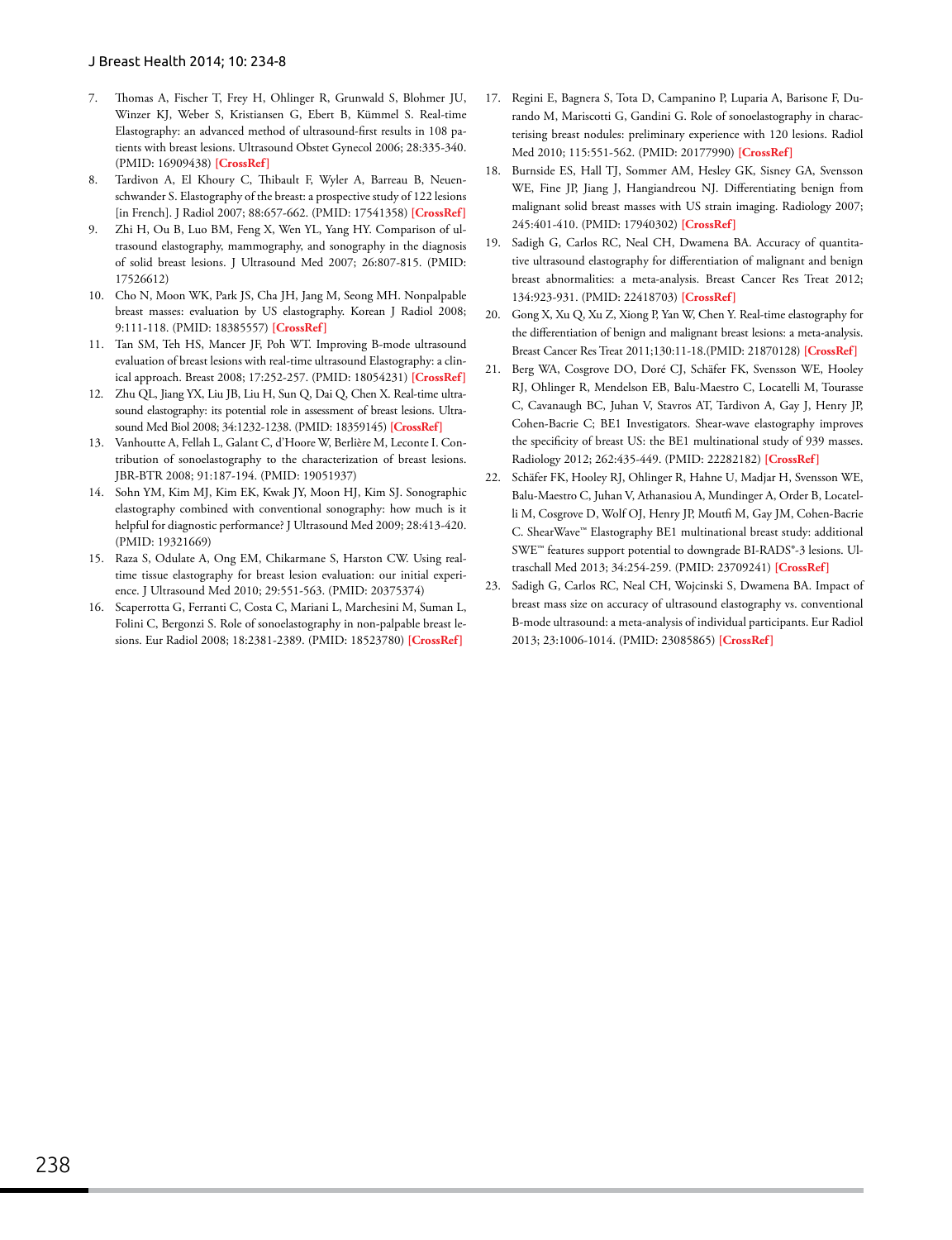7. Thomas A, Fischer T, Frey H, Ohlinger R, Grunwald S, Blohmer JU, Winzer KJ, Weber S, Kristiansen G, Ebert B, Kümmel S. Real-time Elastography: an advanced method of ultrasound-first results in 108 patients with breast lesions. Ultrasound Obstet Gynecol 2006; 28:335-340. (PMID: 16909438) [CrossRef]
8. Tardivon A, El Khoury C, Thibault F, Wyler A, Barreau B, Neuenschwander S. Elastography of the breast: a prospective study of 122 lesions [in French]. J Radiol 2007; 88:657-662. (PMID: 17541358) [CrossRef]
9. Zhi H, Ou B, Luo BM, Feng X, Wen YL, Yang HY. Comparison of ultrasound elastography, mammography, and sonography in the diagnosis of solid breast lesions. J Ultrasound Med 2007; 26:807-815. (PMID: 17526612)
10. Cho N, Moon WK, Park JS, Cha JH, Jang M, Seong MH. Nonpalpable breast masses: evaluation by US elastography. Korean J Radiol 2008; 9:111-118. (PMID: 18385557) [CrossRef]
11. Tan SM, Teh HS, Mancer JF, Poh WT. Improving B-mode ultrasound evaluation of breast lesions with real-time ultrasound Elastography: a clinical approach. Breast 2008; 17:252-257. (PMID: 18054231) [CrossRef]
12. Zhu QL, Jiang YX, Liu JB, Liu H, Sun Q, Dai Q, Chen X. Real-time ultrasound elastography: its potential role in assessment of breast lesions. Ultrasound Med Biol 2008; 34:1232-1238. (PMID: 18359145) [CrossRef]
13. Vanhoutte A, Fellah L, Galant C, d'Hoore W, Berlière M, Leconte I. Contribution of sonoelastography to the characterization of breast lesions. JBR-BTR 2008; 91:187-194. (PMID: 19051937)
14. Sohn YM, Kim MJ, Kim EK, Kwak JY, Moon HJ, Kim SJ. Sonographic elastography combined with conventional sonography: how much is it helpful for diagnostic performance? J Ultrasound Med 2009; 28:413-420. (PMID: 19321669)
15. Raza S, Odulate A, Ong EM, Chikarmane S, Harston CW. Using real-time tissue elastography for breast lesion evaluation: our initial experience. J Ultrasound Med 2010; 29:551-563. (PMID: 20375374)
16. Scaperrotta G, Ferranti C, Costa C, Mariani L, Marchesini M, Suman L, Folini C, Bergonzi S. Role of sonoelastography in non-palpable breast lesions. Eur Radiol 2008; 18:2381-2389. (PMID: 18523780) [CrossRef]
17. Regini E, Bagnera S, Tota D, Campanino P, Luparia A, Barisone F, Durando M, Mariscotti G, Gandini G. Role of sonoelastography in characterising breast nodules: preliminary experience with 120 lesions. Radiol Med 2010; 115:551-562. (PMID: 20177990) [CrossRef]
18. Burnside ES, Hall TJ, Sommer AM, Hesley GK, Sisney GA, Svensson WE, Fine JP, Jiang J, Hangiandreou NJ. Differentiating benign from malignant solid breast masses with US strain imaging. Radiology 2007; 245:401-410. (PMID: 17940302) [CrossRef]
19. Sadigh G, Carlos RC, Neal CH, Dwamena BA. Accuracy of quantitative ultrasound elastography for differentiation of malignant and benign breast abnormalities: a meta-analysis. Breast Cancer Res Treat 2012; 134:923-931. (PMID: 22418703) [CrossRef]
20. Gong X, Xu Q, Xu Z, Xiong P, Yan W, Chen Y. Real-time elastography for the differentiation of benign and malignant breast lesions: a meta-analysis. Breast Cancer Res Treat 2011;130:11-18.(PMID: 21870128) [CrossRef]
21. Berg WA, Cosgrove DO, Doré CJ, Schäfer FK, Svensson WE, Hooley RJ, Ohlinger R, Mendelson EB, Balu-Maestro C, Locatelli M, Tourasse C, Cavanaugh BC, Juhan V, Stavros AT, Tardivon A, Gay J, Henry JP, Cohen-Bacrie C; BE1 Investigators. Shear-wave elastography improves the specificity of breast US: the BE1 multinational study of 939 masses. Radiology 2012; 262:435-449. (PMID: 22282182) [CrossRef]
22. Schäfer FK, Hooley RJ, Ohlinger R, Hahne U, Madjar H, Svensson WE, Balu-Maestro C, Juhan V, Athanasiou A, Mundinger A, Order B, Locatelli M, Cosgrove D, Wolf OJ, Henry JP, Moutfi M, Gay JM, Cohen-Bacrie C. ShearWave™ Elastography BE1 multinational breast study: additional SWE™ features support potential to downgrade BI-RADS®-3 lesions. Ultraschall Med 2013; 34:254-259. (PMID: 23709241) [CrossRef]
23. Sadigh G, Carlos RC, Neal CH, Wojcinski S, Dwamena BA. Impact of breast mass size on accuracy of ultrasound elastography vs. conventional B-mode ultrasound: a meta-analysis of individual participants. Eur Radiol 2013; 23:1006-1014. (PMID: 23085865) [CrossRef]